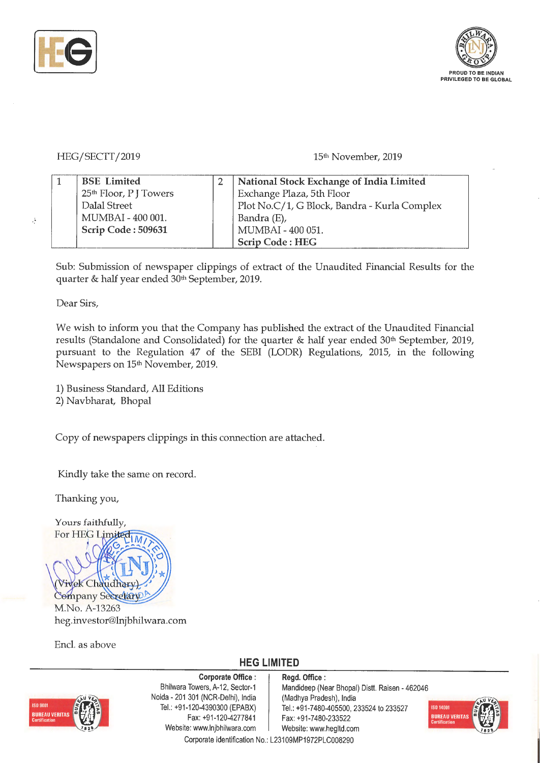HEG/SECTT/2019

15th November, 2019

| 1 | BSE Limited<br>25th Floor, P J Towers<br>Dalal Street<br>MUMBAI - 400 001.<br>**Scrip Code : 509631** | 2 | **National Stock Exchange of India Limited**<br>Exchange Plaza, 5th Floor<br>Plot No.C/1, G Block, Bandra - Kurla Complex<br>Bandra (E),<br>MUMBAI - 400 051.<br>**Scrip Code : HEG** |
|---|---|---|---|

Sub: Submission of newspaper clippings of extract of the Unaudited Financial Results for the quarter & half year ended 30th September, 2019.

Dear Sirs,

We wish to inform you that the Company has published the extract of the Unaudited Financial results (Standalone and Consolidated) for the quarter & half year ended 30th September, 2019, pursuant to the Regulation 47 of the SEBI (LODR) Regulations, 2015, in the following Newspapers on 15th November, 2019.

1) Business Standard, All Editions
2) Navbharat, Bhopal

Copy of newspapers clippings in this connection are attached.

Kindly take the same on record.

Thanking you,

Yours faithfully,
For HEG Limited

(Vivek Chaudhary)
Company Secretary
M.No. A-13263
heg.investor@lnjbhilwara.com

Encl. as above

**HEG LIMITED**

**Corporate Office :**
Bhilwara Towers, A-12, Sector-1
Noida - 201 301 (NCR-Delhi), India
Tel.: +91-120-4390300 (EPABX)
Fax: +91-120-4277841
Website: www.lnjbhilwara.com

**Regd. Office :**
Mandideep (Near Bhopal) Distt. Raisen - 462046
(Madhya Pradesh), India
Tel.: +91-7480-405500, 233524 to 233527
Fax: +91-7480-233522
Website: www.hegltd.com

Corporate Identification No.: L23109MP1972PLC008290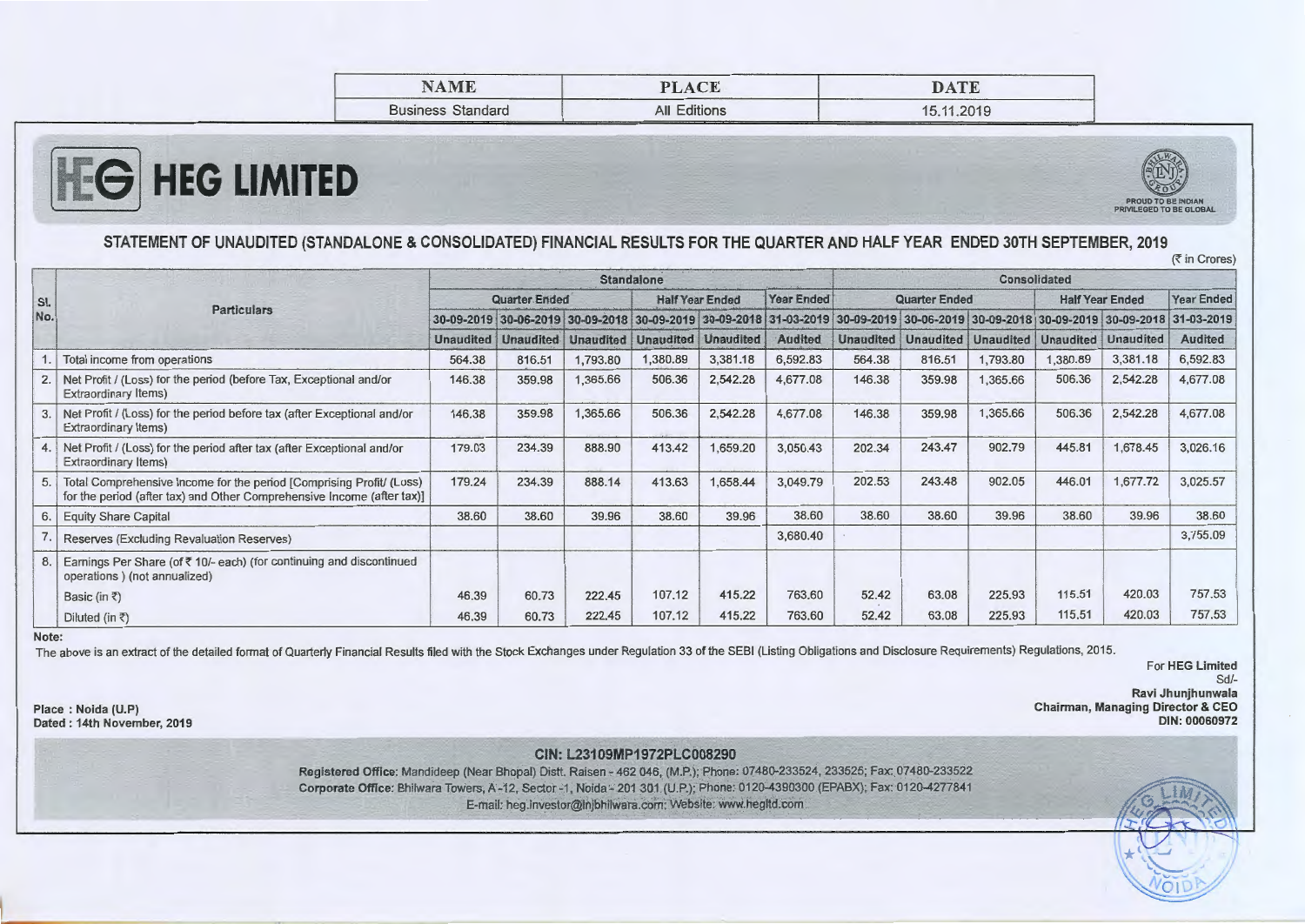| NAME | PLACE | DATE |
|---|---|---|
| Business Standard | All Editions | 15.11.2019 |

# HEG LIMITED

PROUD TO BE INDIAN PRIVILEGED TO BE GLOBAL

## STATEMENT OF UNAUDITED (STANDALONE & CONSOLIDATED) FINANCIAL RESULTS FOR THE QUARTER AND HALF YEAR ENDED 30TH SEPTEMBER, 2019

(₹ in Crores)

| Sl. No. | Particulars | Standalone | | | | | | Consolidated | | | | | |
|---|---|---|---|---|---|---|---|---|---|---|---|---|---|
| | | Quarter Ended | | | Half Year Ended | | Year Ended | Quarter Ended | | | Half Year Ended | | Year Ended |
| | | 30-09-2019 | 30-06-2019 | 30-09-2018 | 30-09-2019 | 30-09-2018 | 31-03-2019 | 30-09-2019 | 30-06-2019 | 30-09-2018 | 30-09-2019 | 30-09-2018 | 31-03-2019 |
| | | Unaudited | Unaudited | Unaudited | Unaudited | Unaudited | Audited | Unaudited | Unaudited | Unaudited | Unaudited | Unaudited | Audited |
| 1. | Total income from operations | 564.38 | 816.51 | 1,793.80 | 1,380.89 | 3,381.18 | 6,592.83 | 564.38 | 816.51 | 1,793.80 | 1,380.89 | 3,381.18 | 6,592.83 |
| 2. | Net Profit / (Loss) for the period (before Tax, Exceptional and/or Extraordinary Items) | 146.38 | 359.98 | 1,365.66 | 506.36 | 2,542.28 | 4,677.08 | 146.38 | 359.98 | 1,365.66 | 506.36 | 2,542.28 | 4,677.08 |
| 3. | Net Profit / (Loss) for the period before tax (after Exceptional and/or Extraordinary Items) | 146.38 | 359.98 | 1,365.66 | 506.36 | 2,542.28 | 4,677.08 | 146.38 | 359.98 | 1,365.66 | 506.36 | 2,542.28 | 4,677.08 |
| 4. | Net Profit / (Loss) for the period after tax (after Exceptional and/or Extraordinary Items) | 179.03 | 234.39 | 888.90 | 413.42 | 1,659.20 | 3,050.43 | 202.34 | 243.47 | 902.79 | 445.81 | 1,678.45 | 3,026.16 |
| 5. | Total Comprehensive Income for the period [Comprising Profit/ (Loss) for the period (after tax) and Other Comprehensive Income (after tax)] | 179.24 | 234.39 | 888.14 | 413.63 | 1,658.44 | 3,049.79 | 202.53 | 243.48 | 902.05 | 446.01 | 1,677.72 | 3,025.57 |
| 6. | Equity Share Capital | 38.60 | 38.60 | 39.96 | 38.60 | 39.96 | 38.60 | 38.60 | 38.60 | 39.96 | 38.60 | 39.96 | 38.60 |
| 7. | Reserves (Excluding Revaluation Reserves) | | | | | | 3,680.40 | | | | | | 3,755.09 |
| 8. | Earnings Per Share (of ₹ 10/- each) (for continuing and discontinued operations ) (not annualized) | | | | | | | | | | | | |
| | Basic (in ₹) | 46.39 | 60.73 | 222.45 | 107.12 | 415.22 | 763.60 | 52.42 | 63.08 | 225.93 | 115.51 | 420.03 | 757.53 |
| | Diluted (in ₹) | 46.39 | 60.73 | 222.45 | 107.12 | 415.22 | 763.60 | 52.42 | 63.08 | 225.93 | 115.51 | 420.03 | 757.53 |

**Note:**

The above is an extract of the detailed format of Quarterly Financial Results filed with the Stock Exchanges under Regulation 33 of the SEBI (Listing Obligations and Disclosure Requirements) Regulations, 2015.

For **HEG Limited**
Sd/-
**Ravi Jhunjhunwala**
**Chairman, Managing Director & CEO**
**DIN: 00060972**

**Place : Noida (U.P)**
**Dated : 14th November, 2019**

**CIN: L23109MP1972PLC008290**

**Registered Office:** Mandideep (Near Bhopal) Distt. Raisen - 462 046, (M.P.); Phone: 07480-233524, 233525; Fax: 07480-233522
**Corporate Office:** Bhilwara Towers, A-12, Sector-1, Noida - 201 301 (U.P.); Phone: 0120-4390300 (EPABX); Fax: 0120-4277841
E-mail: heg.investor@lnjbhilwara.com; Website: www.hegltd.com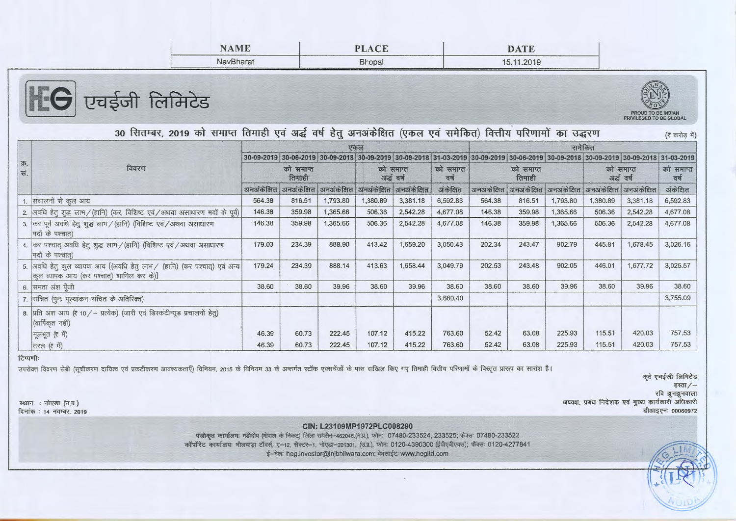| NAME | PLACE | DATE |
|---|---|---|
| NavBharat | Bhopal | 15.11.2019 |

# एचईजी लिमिटेड

PROUD TO BE INDIAN
PRIVILEGED TO BE GLOBAL

## 30 सितम्बर, 2019 को समाप्त तिमाही एवं अर्द्ध वर्ष हेतु अनअंकेक्षित (एकल एवं समेकित) वित्तीय परिणामों का उद्धरण

(₹ करोड़ में)

| क्र. सं. | विवरण | एकल | | | | | | समेकित | | | | | |
|---|---|---|---|---|---|---|---|---|---|---|---|---|---|
| | | 30-09-2019 | 30-06-2019 | 30-09-2018 | 30-09-2019 | 30-09-2018 | 31-03-2019 | 30-09-2019 | 30-06-2019 | 30-09-2018 | 30-09-2019 | 30-09-2018 | 31-03-2019 |
| | | को समाप्त तिमाही | | | को समाप्त अर्द्ध वर्ष | | को समाप्त वर्ष | को समाप्त तिमाही | | | को समाप्त अर्द्ध वर्ष | | को समाप्त वर्ष |
| | | अनअंकेक्षित | अनअंकेक्षित | अनअंकेक्षित | अनअंकेक्षित | अनअंकेक्षित | अंकेक्षित | अनअंकेक्षित | अनअंकेक्षित | अनअंकेक्षित | अनअंकेक्षित | अनअंकेक्षित | अंकेक्षित |
| 1. | संचालनों से कुल आय | 564.38 | 816.51 | 1,793.80 | 1,380.89 | 3,381.18 | 6,592.83 | 564.38 | 816.51 | 1,793.80 | 1,380.89 | 3,381.18 | 6,592.83 |
| 2. | अवधि हेतु शुद्ध लाभ/(हानि) (कर, विशिष्ट एवं/अथवा असाधारण मदों के पूर्व) | 146.38 | 359.98 | 1,365.66 | 506.36 | 2,542.28 | 4,677.08 | 146.38 | 359.98 | 1,365.66 | 506.36 | 2,542.28 | 4,677.08 |
| 3. | कर पूर्व अवधि हेतु शुद्ध लाभ/(हानि) (विशिष्ट एवं/अथवा असाधारण मदों के पश्चात) | 146.38 | 359.98 | 1,365.66 | 506.36 | 2,542.28 | 4,677.08 | 146.38 | 359.98 | 1,365.66 | 506.36 | 2,542.28 | 4,677.08 |
| 4. | कर पश्चात् अवधि हेतु शुद्ध लाभ/(हानि) (विशिष्ट एवं/अथवा असाधारण मदों के पश्चात) | 179.03 | 234.39 | 888.90 | 413.42 | 1,659.20 | 3,050.43 | 202.34 | 243.47 | 902.79 | 445.81 | 1,678.45 | 3,026.16 |
| 5. | अवधि हेतु कुल व्यापक आय [(अवधि हेतु लाभ/ (हानि) (कर पश्चात्) एवं अन्य कुल व्यापक आय (कर पश्चात्) शामिल कर के)] | 179.24 | 234.39 | 888.14 | 413.63 | 1,658.44 | 3,049.79 | 202.53 | 243.48 | 902.05 | 446.01 | 1,677.72 | 3,025.57 |
| 6. | समता अंश पूँजी | 38.60 | 38.60 | 39.96 | 38.60 | 39.96 | 38.60 | 38.60 | 38.60 | 39.96 | 38.60 | 39.96 | 38.60 |
| 7. | संचित (पुनः मूल्यांकन संचित के अतिरिक्त) | | | | | | 3,680.40 | | | | | | 3,755.09 |
| 8. | प्रति अंश आय (₹ 10/– प्रत्येक) (जारी एवं डिस्कंटीन्यूड प्रचालनों हेतु) (वार्षिकृत नहीं) | | | | | | | | | | | | |
| | मूलभूत (₹ में) | 46.39 | 60.73 | 222.45 | 107.12 | 415.22 | 763.60 | 52.42 | 63.08 | 225.93 | 115.51 | 420.03 | 757.53 |
| | तरल (₹ में) | 46.39 | 60.73 | 222.45 | 107.12 | 415.22 | 763.60 | 52.42 | 63.08 | 225.93 | 115.51 | 420.03 | 757.53 |

**टिप्पणी:**

उपरोक्त विवरण सेबी (सूचीकरण दायित्व एवं प्रकटीकरण आवश्यकताएँ) विनियम, 2015 के विनियम 33 के अन्तर्गत स्टॉक एक्सचेंजों के पास दाखिल किए गए तिमाही वित्तीय परिणामों के विस्तृत प्रारूप का सारांश है।

कृते एचईजी लिमिटेड
हस्ता/–
रवि झुनझुनवाला
अध्यक्ष, प्रबंध निदेशक एवं मुख्य कार्यकारी अधिकारी
डीआइएनः 00060972

स्थान : नोएडा (उ.प्र.)
दिनांक : 14 नवम्बर, 2019

**CIN: L23109MP1972PLC008290**

पंजीकृत कार्यालयः मंडीदीप (भोपाल के निकट) जिला रायसेन–462046,(म.प्र.), फोनः 07480-233524, 233525; फैक्सः 07480-233522
कॉर्पोरेट कार्यालयः भीलवाड़ा टॉवर्स, ए–12, सेक्टर–1, नोएडा–201301, (उ.प्र.), फोनः 0120-4390300 (ईपीएबीएक्स); फैक्सः 0120-4277841
ई–मेलः heg.investor@lnjbhilwara.com; वेबसाईटः www.hegltd.com